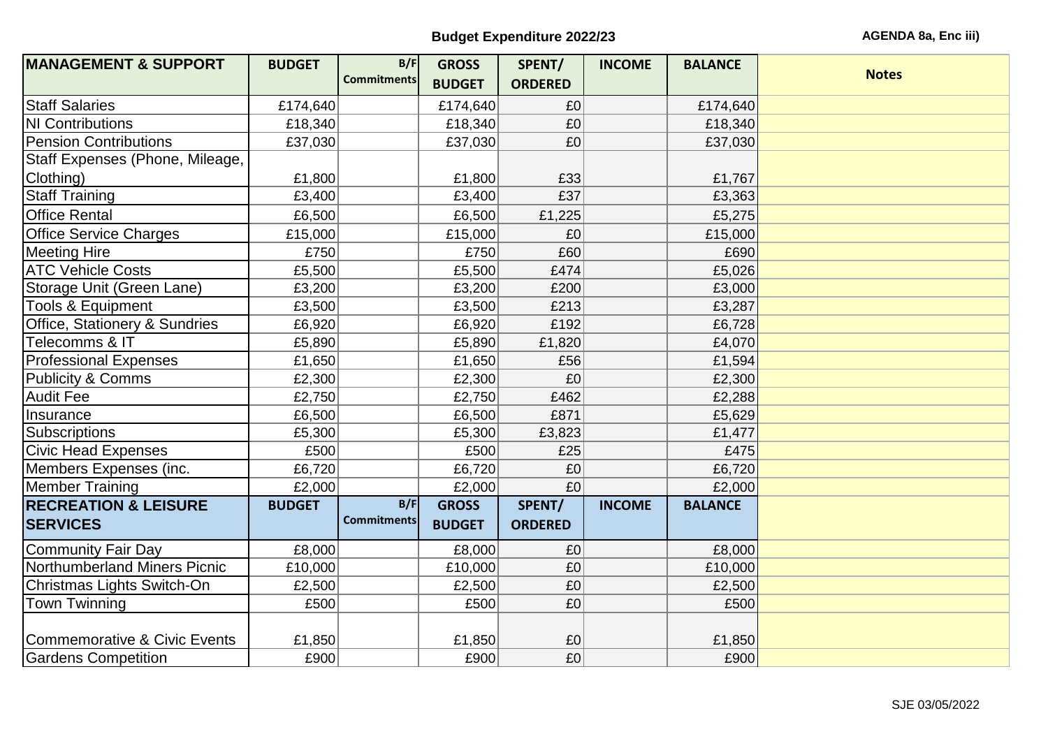## Budget Expenditure 2022/23

AGENDA 8a, Enc iii)

| MANAGEMENT & SUPPORT | BUDGET | B/F Commitments | GROSS BUDGET | SPENT/ ORDERED | INCOME | BALANCE | Notes |
|---|---|---|---|---|---|---|---|
| Staff Salaries | £174,640 | | £174,640 | £0 | | £174,640 | |
| NI Contributions | £18,340 | | £18,340 | £0 | | £18,340 | |
| Pension Contributions | £37,030 | | £37,030 | £0 | | £37,030 | |
| Staff Expenses (Phone, Mileage, Clothing) | £1,800 | | £1,800 | £33 | | £1,767 | |
| Staff Training | £3,400 | | £3,400 | £37 | | £3,363 | |
| Office Rental | £6,500 | | £6,500 | £1,225 | | £5,275 | |
| Office Service Charges | £15,000 | | £15,000 | £0 | | £15,000 | |
| Meeting Hire | £750 | | £750 | £60 | | £690 | |
| ATC Vehicle Costs | £5,500 | | £5,500 | £474 | | £5,026 | |
| Storage Unit (Green Lane) | £3,200 | | £3,200 | £200 | | £3,000 | |
| Tools & Equipment | £3,500 | | £3,500 | £213 | | £3,287 | |
| Office, Stationery & Sundries | £6,920 | | £6,920 | £192 | | £6,728 | |
| Telecomms & IT | £5,890 | | £5,890 | £1,820 | | £4,070 | |
| Professional Expenses | £1,650 | | £1,650 | £56 | | £1,594 | |
| Publicity & Comms | £2,300 | | £2,300 | £0 | | £2,300 | |
| Audit Fee | £2,750 | | £2,750 | £462 | | £2,288 | |
| Insurance | £6,500 | | £6,500 | £871 | | £5,629 | |
| Subscriptions | £5,300 | | £5,300 | £3,823 | | £1,477 | |
| Civic Head Expenses | £500 | | £500 | £25 | | £475 | |
| Members Expenses (inc. | £6,720 | | £6,720 | £0 | | £6,720 | |
| Member Training | £2,000 | | £2,000 | £0 | | £2,000 | |
| **RECREATION & LEISURE SERVICES** | **BUDGET** | **B/F Commitments** | **GROSS BUDGET** | **SPENT/ ORDERED** | **INCOME** | **BALANCE** | |
| Community Fair Day | £8,000 | | £8,000 | £0 | | £8,000 | |
| Northumberland Miners Picnic | £10,000 | | £10,000 | £0 | | £10,000 | |
| Christmas Lights Switch-On | £2,500 | | £2,500 | £0 | | £2,500 | |
| Town Twinning | £500 | | £500 | £0 | | £500 | |
| Commemorative & Civic Events | £1,850 | | £1,850 | £0 | | £1,850 | |
| Gardens Competition | £900 | | £900 | £0 | | £900 | |

SJE 03/05/2022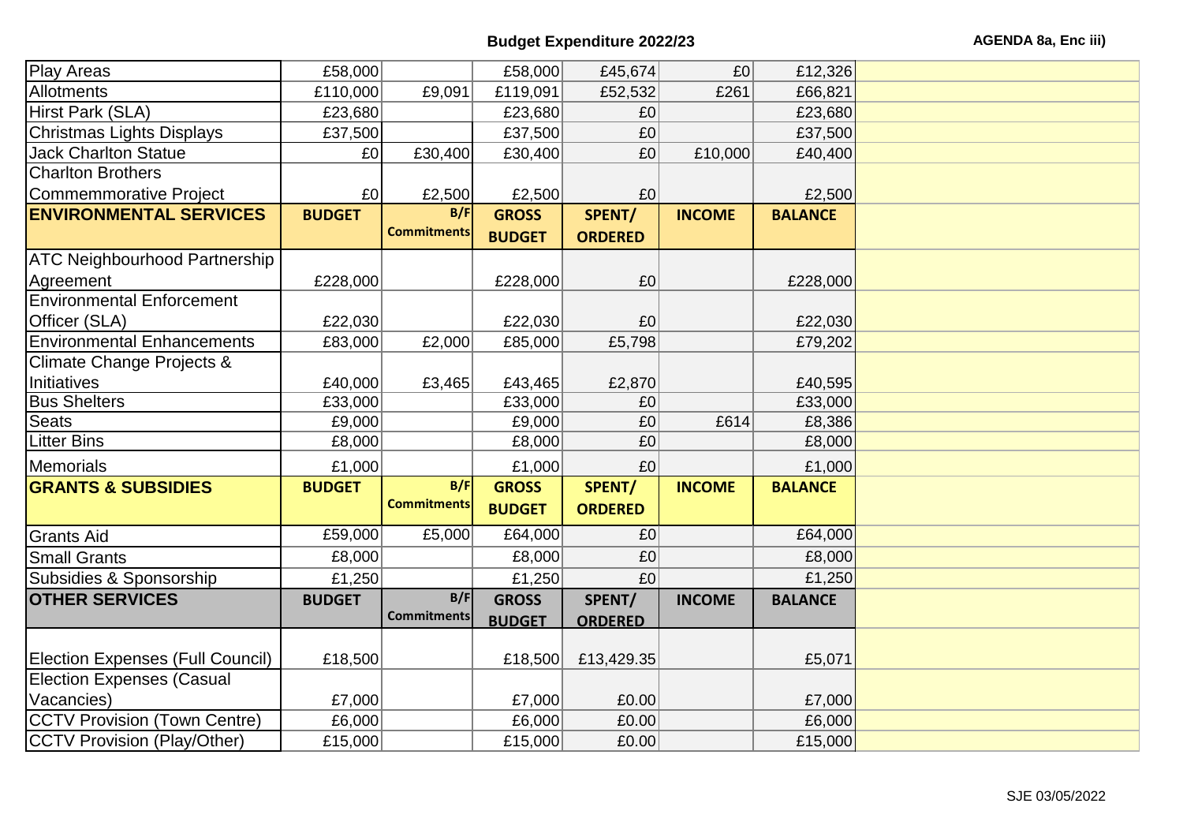**Budget Expenditure 2022/23**

**AGENDA 8a, Enc iii)**

| | | | | | | | |
|---|---|---|---|---|---|---|---|
| Play Areas | £58,000 | | £58,000 | £45,674 | £0 | £12,326 | |
| Allotments | £110,000 | £9,091 | £119,091 | £52,532 | £261 | £66,821 | |
| Hirst Park (SLA) | £23,680 | | £23,680 | £0 | | £23,680 | |
| Christmas Lights Displays | £37,500 | | £37,500 | £0 | | £37,500 | |
| Jack Charlton Statue | £0 | £30,400 | £30,400 | £0 | £10,000 | £40,400 | |
| Charlton Brothers Commemmorative Project | £0 | £2,500 | £2,500 | £0 | | £2,500 | |
| **ENVIRONMENTAL SERVICES** | **BUDGET** | **B/F Commitments** | **GROSS BUDGET** | **SPENT/ ORDERED** | **INCOME** | **BALANCE** | |
| ATC Neighbourhood Partnership Agreement | £228,000 | | £228,000 | £0 | | £228,000 | |
| Environmental Enforcement Officer (SLA) | £22,030 | | £22,030 | £0 | | £22,030 | |
| Environmental Enhancements | £83,000 | £2,000 | £85,000 | £5,798 | | £79,202 | |
| Climate Change Projects & Initiatives | £40,000 | £3,465 | £43,465 | £2,870 | | £40,595 | |
| Bus Shelters | £33,000 | | £33,000 | £0 | | £33,000 | |
| Seats | £9,000 | | £9,000 | £0 | £614 | £8,386 | |
| Litter Bins | £8,000 | | £8,000 | £0 | | £8,000 | |
| Memorials | £1,000 | | £1,000 | £0 | | £1,000 | |
| **GRANTS & SUBSIDIES** | **BUDGET** | **B/F Commitments** | **GROSS BUDGET** | **SPENT/ ORDERED** | **INCOME** | **BALANCE** | |
| Grants Aid | £59,000 | £5,000 | £64,000 | £0 | | £64,000 | |
| Small Grants | £8,000 | | £8,000 | £0 | | £8,000 | |
| Subsidies & Sponsorship | £1,250 | | £1,250 | £0 | | £1,250 | |
| **OTHER SERVICES** | **BUDGET** | **B/F Commitments** | **GROSS BUDGET** | **SPENT/ ORDERED** | **INCOME** | **BALANCE** | |
| Election Expenses (Full Council) | £18,500 | | £18,500 | £13,429.35 | | £5,071 | |
| Election Expenses (Casual Vacancies) | £7,000 | | £7,000 | £0.00 | | £7,000 | |
| CCTV Provision (Town Centre) | £6,000 | | £6,000 | £0.00 | | £6,000 | |
| CCTV Provision (Play/Other) | £15,000 | | £15,000 | £0.00 | | £15,000 | |

SJE 03/05/2022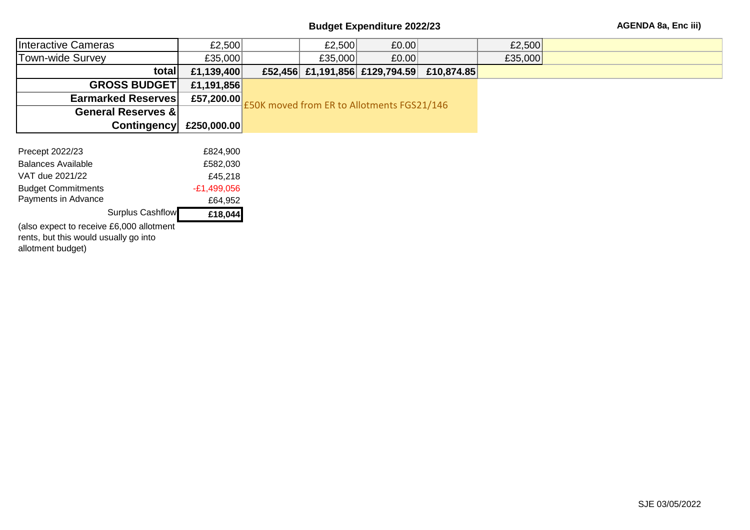## Budget Expenditure 2022/23

**AGENDA 8a, Enc iii)**

| | | | | | | | | |
|---|---|---|---|---|---|---|---|---|
| Interactive Cameras | £2,500 | | £2,500 | £0.00 | | £2,500 | |
| Town-wide Survey | £35,000 | | £35,000 | £0.00 | | £35,000 | |
| **total** | **£1,139,400** | **£52,456** | **£1,191,856** | **£129,794.59** | **£10,874.85** | | |
| **GROSS BUDGET** | **£1,191,856** | | | | | | |
| **Earmarked Reserves** | **£57,200.00** | £50K moved from ER to Allotments FGS21/146 | | | | | |
| **General Reserves & Contingency** | **£250,000.00** | | | | | | |

| | |
|---|---|
| Precept 2022/23 | £824,900 |
| Balances Available | £582,030 |
| VAT due 2021/22 | £45,218 |
| Budget Commitments | -£1,499,056 |
| Payments in Advance | £64,952 |
| Surplus Cashflow | **£18,044** |

(also expect to receive £6,000 allotment rents, but this would usually go into allotment budget)

SJE 03/05/2022